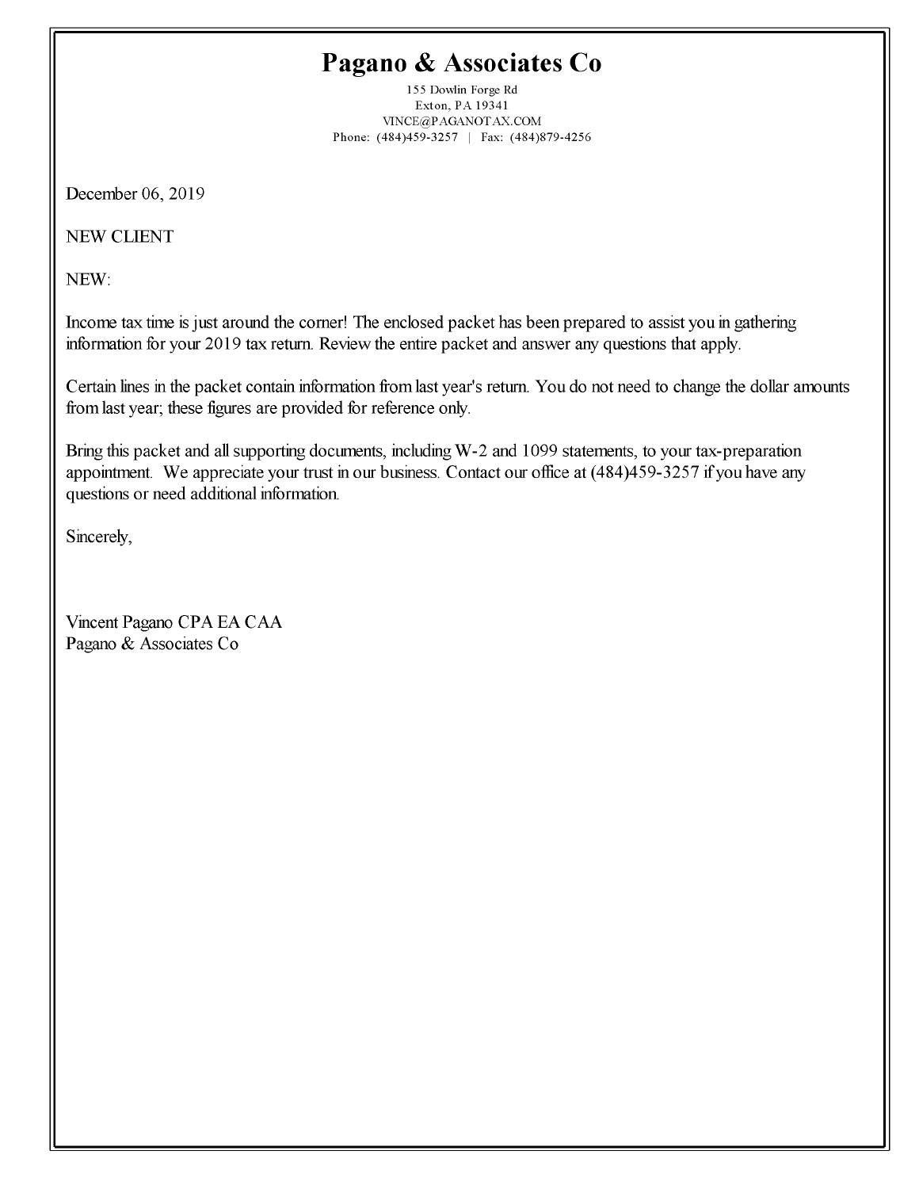# Pagano & Associates Co

155 Dowlin Forge Rd
Exton, PA 19341
VINCE@PAGANOTAX.COM
Phone: (484)459-3257 | Fax: (484)879-4256

December 06, 2019

NEW CLIENT

NEW:

Income tax time is just around the corner! The enclosed packet has been prepared to assist you in gathering information for your 2019 tax return. Review the entire packet and answer any questions that apply.

Certain lines in the packet contain information from last year's return. You do not need to change the dollar amounts from last year; these figures are provided for reference only.

Bring this packet and all supporting documents, including W-2 and 1099 statements, to your tax-preparation appointment. We appreciate your trust in our business. Contact our office at (484)459-3257 if you have any questions or need additional information.

Sincerely,

Vincent Pagano CPA EA CAA
Pagano & Associates Co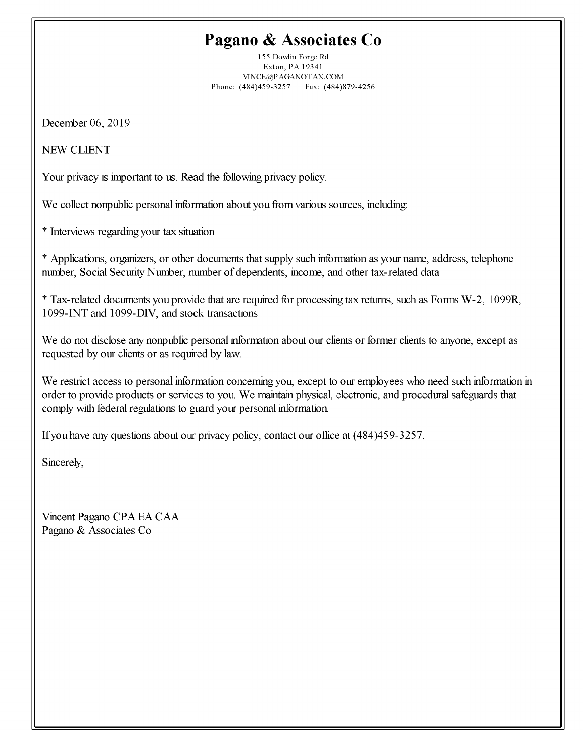# Pagano & Associates Co

155 Dowlin Forge Rd
Exton, PA 19341
VINCE@PAGANOTAX.COM
Phone: (484)459-3257 | Fax: (484)879-4256

December 06, 2019

NEW CLIENT

Your privacy is important to us. Read the following privacy policy.

We collect nonpublic personal information about you from various sources, including:

* Interviews regarding your tax situation

* Applications, organizers, or other documents that supply such information as your name, address, telephone number, Social Security Number, number of dependents, income, and other tax-related data

* Tax-related documents you provide that are required for processing tax returns, such as Forms W-2, 1099R, 1099-INT and 1099-DIV, and stock transactions

We do not disclose any nonpublic personal information about our clients or former clients to anyone, except as requested by our clients or as required by law.

We restrict access to personal information concerning you, except to our employees who need such information in order to provide products or services to you. We maintain physical, electronic, and procedural safeguards that comply with federal regulations to guard your personal information.

If you have any questions about our privacy policy, contact our office at (484)459-3257.

Sincerely,

Vincent Pagano CPA EA CAA
Pagano & Associates Co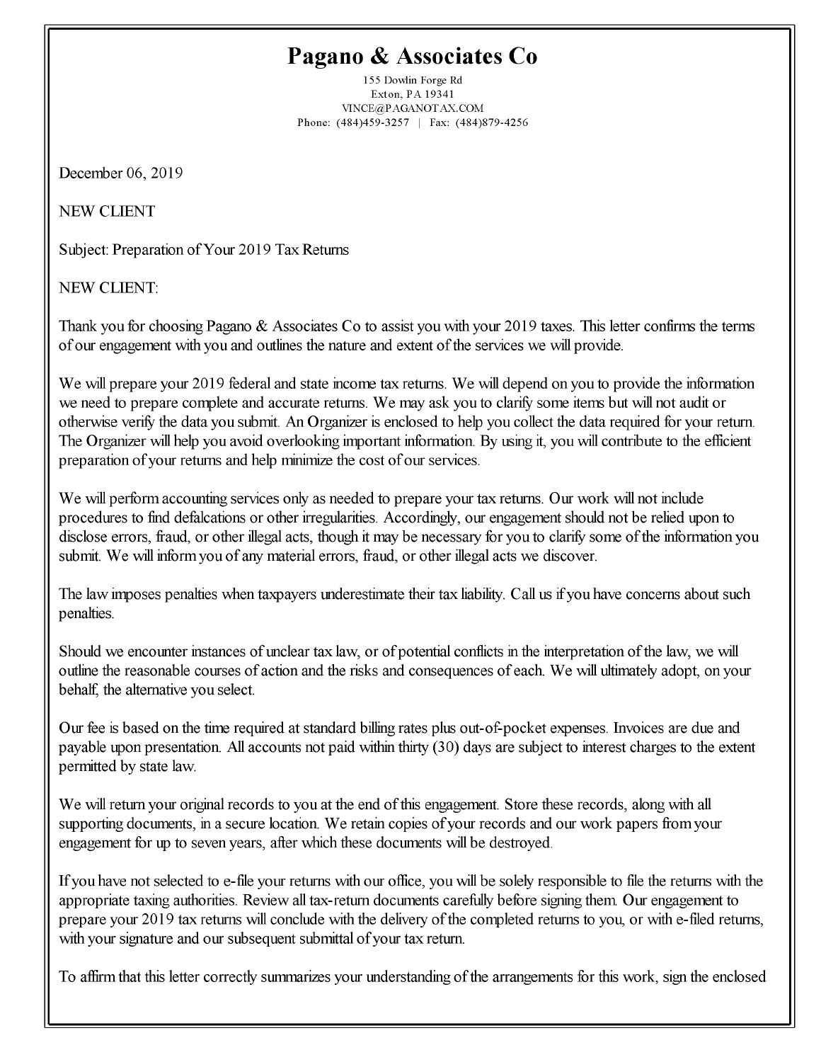# Pagano & Associates Co

155 Dowlin Forge Rd
Exton, PA 19341
VINCE@PAGANOTAX.COM
Phone: (484)459-3257 | Fax: (484)879-4256

December 06, 2019

NEW CLIENT

Subject: Preparation of Your 2019 Tax Returns

NEW CLIENT:

Thank you for choosing Pagano & Associates Co to assist you with your 2019 taxes. This letter confirms the terms of our engagement with you and outlines the nature and extent of the services we will provide.

We will prepare your 2019 federal and state income tax returns. We will depend on you to provide the information we need to prepare complete and accurate returns. We may ask you to clarify some items but will not audit or otherwise verify the data you submit. An Organizer is enclosed to help you collect the data required for your return. The Organizer will help you avoid overlooking important information. By using it, you will contribute to the efficient preparation of your returns and help minimize the cost of our services.

We will perform accounting services only as needed to prepare your tax returns. Our work will not include procedures to find defalcations or other irregularities. Accordingly, our engagement should not be relied upon to disclose errors, fraud, or other illegal acts, though it may be necessary for you to clarify some of the information you submit. We will inform you of any material errors, fraud, or other illegal acts we discover.

The law imposes penalties when taxpayers underestimate their tax liability. Call us if you have concerns about such penalties.

Should we encounter instances of unclear tax law, or of potential conflicts in the interpretation of the law, we will outline the reasonable courses of action and the risks and consequences of each. We will ultimately adopt, on your behalf, the alternative you select.

Our fee is based on the time required at standard billing rates plus out-of-pocket expenses. Invoices are due and payable upon presentation. All accounts not paid within thirty (30) days are subject to interest charges to the extent permitted by state law.

We will return your original records to you at the end of this engagement. Store these records, along with all supporting documents, in a secure location. We retain copies of your records and our work papers from your engagement for up to seven years, after which these documents will be destroyed.

If you have not selected to e-file your returns with our office, you will be solely responsible to file the returns with the appropriate taxing authorities. Review all tax-return documents carefully before signing them. Our engagement to prepare your 2019 tax returns will conclude with the delivery of the completed returns to you, or with e-filed returns, with your signature and our subsequent submittal of your tax return.

To affirm that this letter correctly summarizes your understanding of the arrangements for this work, sign the enclosed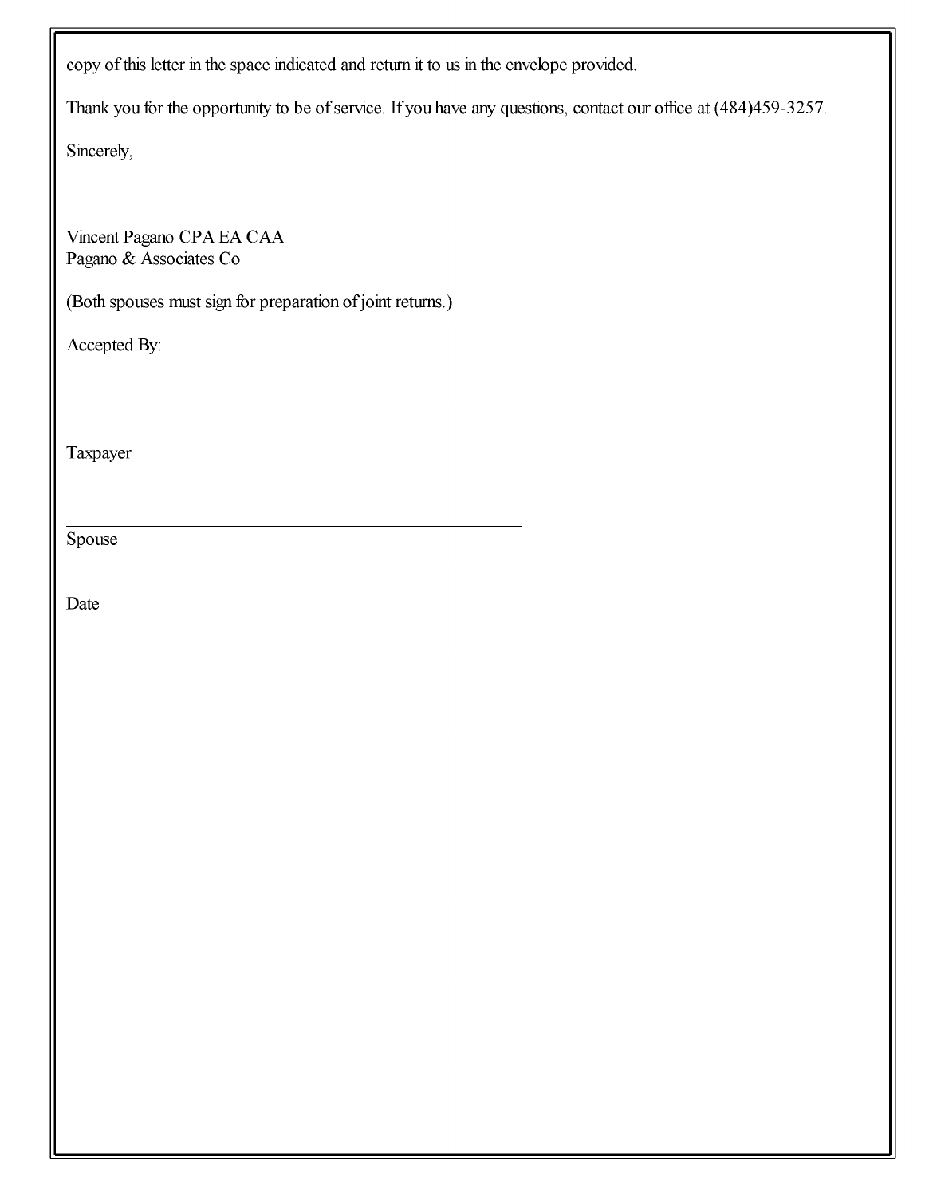copy of this letter in the space indicated and return it to us in the envelope provided.

Thank you for the opportunity to be of service. If you have any questions, contact our office at (484)459-3257.

Sincerely,

Vincent Pagano CPA EA CAA
Pagano & Associates Co

(Both spouses must sign for preparation of joint returns.)

Accepted By:

\_\_\_\_\_\_\_\_\_\_\_\_\_\_\_\_\_\_\_\_\_\_\_\_\_\_\_\_\_\_\_\_\_\_\_\_\_\_\_\_\_\_\_\_
Taxpayer

\_\_\_\_\_\_\_\_\_\_\_\_\_\_\_\_\_\_\_\_\_\_\_\_\_\_\_\_\_\_\_\_\_\_\_\_\_\_\_\_\_\_\_\_
Spouse

\_\_\_\_\_\_\_\_\_\_\_\_\_\_\_\_\_\_\_\_\_\_\_\_\_\_\_\_\_\_\_\_\_\_\_\_\_\_\_\_\_\_\_\_
Date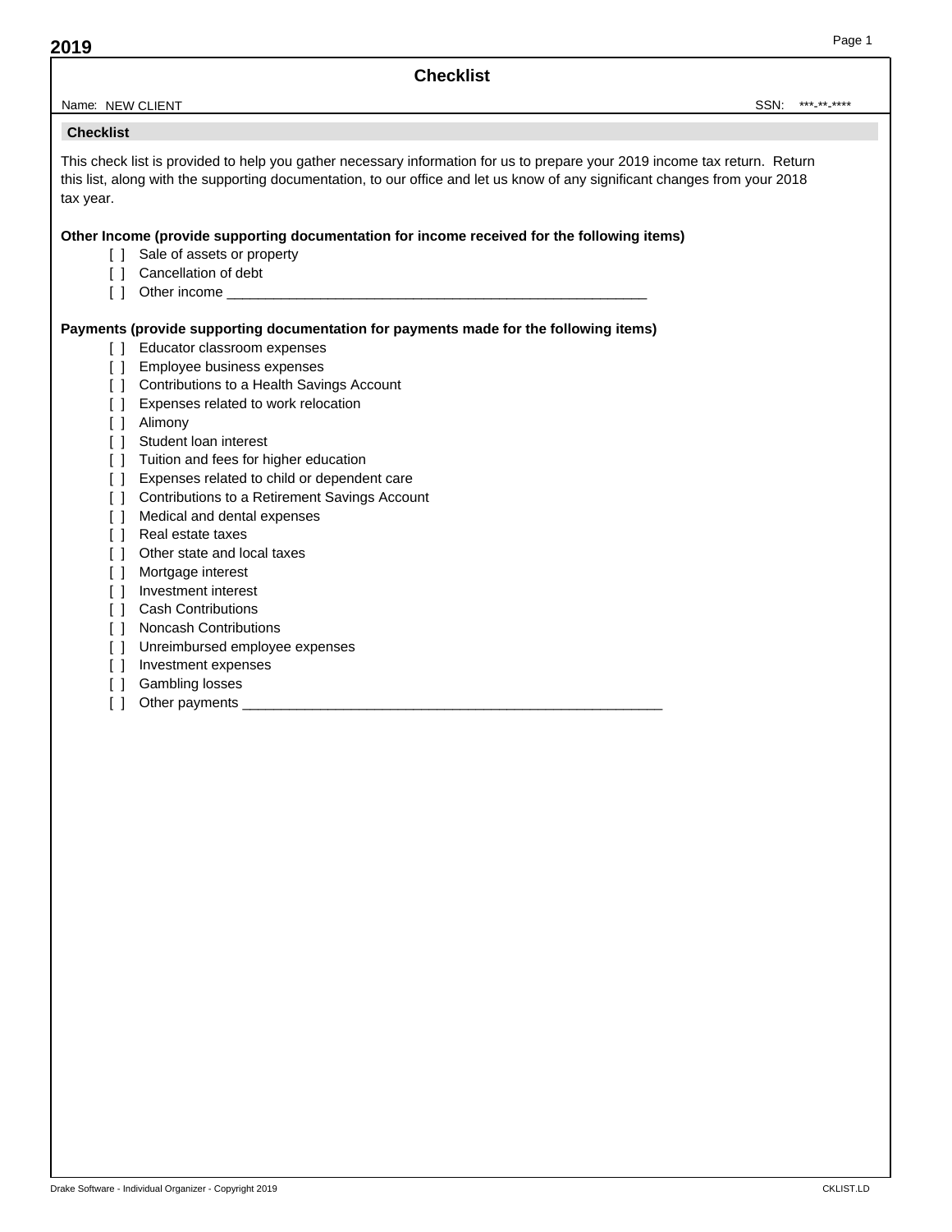**2019**

# Checklist

Name: NEW CLIENT SSN: ***-**-****

## Checklist

This check list is provided to help you gather necessary information for us to prepare your 2019 income tax return. Return this list, along with the supporting documentation, to our office and let us know of any significant changes from your 2018 tax year.

**Other Income (provide supporting documentation for income received for the following items)**

- [ ] Sale of assets or property
- [ ] Cancellation of debt
- [ ] Other income _______________________________________________________

**Payments (provide supporting documentation for payments made for the following items)**

- [ ] Educator classroom expenses
- [ ] Employee business expenses
- [ ] Contributions to a Health Savings Account
- [ ] Expenses related to work relocation
- [ ] Alimony
- [ ] Student loan interest
- [ ] Tuition and fees for higher education
- [ ] Expenses related to child or dependent care
- [ ] Contributions to a Retirement Savings Account
- [ ] Medical and dental expenses
- [ ] Real estate taxes
- [ ] Other state and local taxes
- [ ] Mortgage interest
- [ ] Investment interest
- [ ] Cash Contributions
- [ ] Noncash Contributions
- [ ] Unreimbursed employee expenses
- [ ] Investment expenses
- [ ] Gambling losses
- [ ] Other payments _______________________________________________________

Drake Software - Individual Organizer - Copyright 2019 CKLIST.LD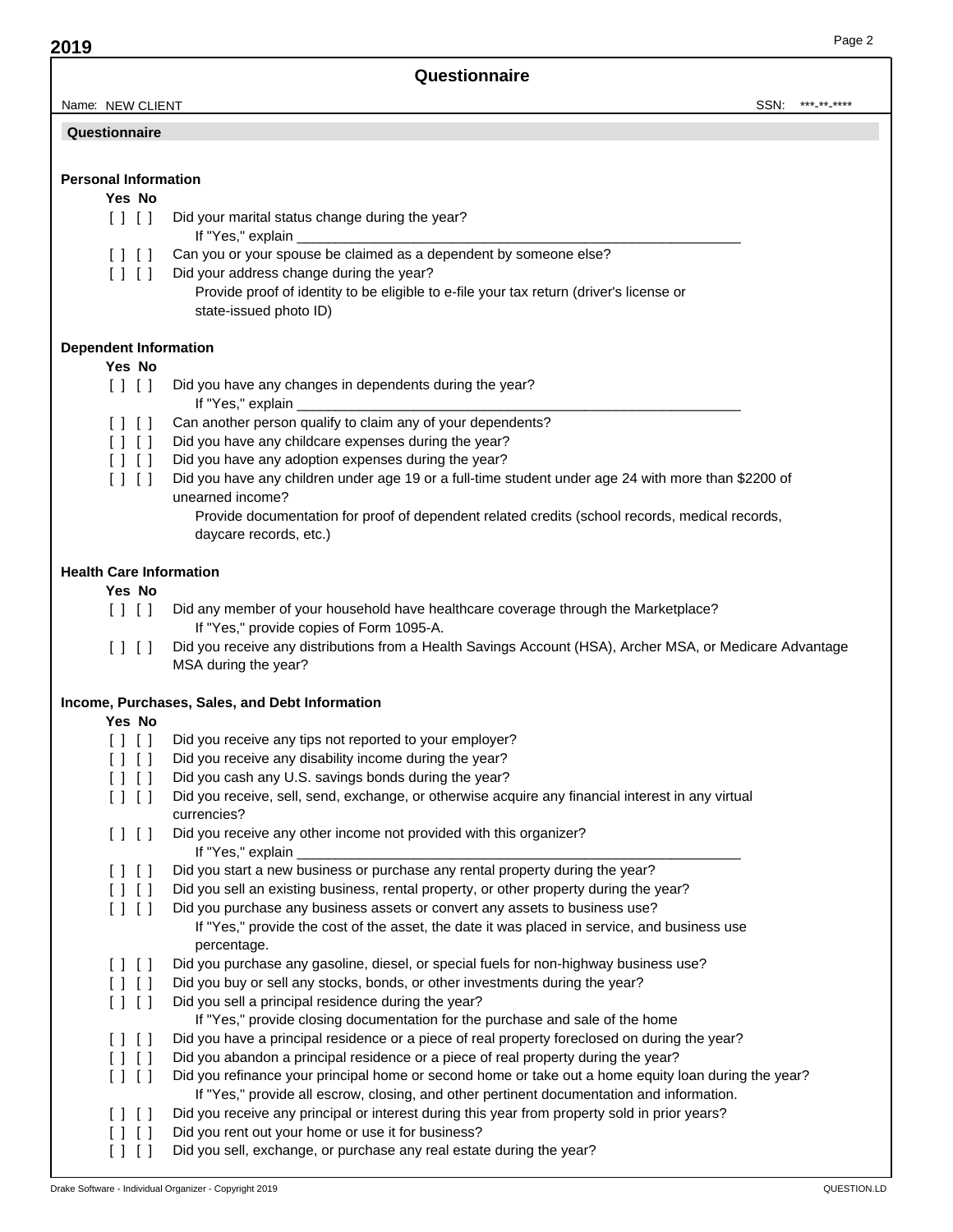**2019**

## Questionnaire

Name: NEW CLIENT SSN: ***-**-****

### Questionnaire

**Personal Information**

| Yes | No | |
|---|---|---|
| [ ] | [ ] | Did your marital status change during the year? If "Yes," explain ______________________________ |
| [ ] | [ ] | Can you or your spouse be claimed as a dependent by someone else? |
| [ ] | [ ] | Did your address change during the year? Provide proof of identity to be eligible to e-file your tax return (driver's license or state-issued photo ID) |

**Dependent Information**

| Yes | No | |
|---|---|---|
| [ ] | [ ] | Did you have any changes in dependents during the year? If "Yes," explain ______________________________ |
| [ ] | [ ] | Can another person qualify to claim any of your dependents? |
| [ ] | [ ] | Did you have any childcare expenses during the year? |
| [ ] | [ ] | Did you have any adoption expenses during the year? |
| [ ] | [ ] | Did you have any children under age 19 or a full-time student under age 24 with more than $2200 of unearned income? Provide documentation for proof of dependent related credits (school records, medical records, daycare records, etc.) |

**Health Care Information**

| Yes | No | |
|---|---|---|
| [ ] | [ ] | Did any member of your household have healthcare coverage through the Marketplace? If "Yes," provide copies of Form 1095-A. |
| [ ] | [ ] | Did you receive any distributions from a Health Savings Account (HSA), Archer MSA, or Medicare Advantage MSA during the year? |

**Income, Purchases, Sales, and Debt Information**

| Yes | No | |
|---|---|---|
| [ ] | [ ] | Did you receive any tips not reported to your employer? |
| [ ] | [ ] | Did you receive any disability income during the year? |
| [ ] | [ ] | Did you cash any U.S. savings bonds during the year? |
| [ ] | [ ] | Did you receive, sell, send, exchange, or otherwise acquire any financial interest in any virtual currencies? |
| [ ] | [ ] | Did you receive any other income not provided with this organizer? If "Yes," explain ______________________________ |
| [ ] | [ ] | Did you start a new business or purchase any rental property during the year? |
| [ ] | [ ] | Did you sell an existing business, rental property, or other property during the year? |
| [ ] | [ ] | Did you purchase any business assets or convert any assets to business use? If "Yes," provide the cost of the asset, the date it was placed in service, and business use percentage. |
| [ ] | [ ] | Did you purchase any gasoline, diesel, or special fuels for non-highway business use? |
| [ ] | [ ] | Did you buy or sell any stocks, bonds, or other investments during the year? |
| [ ] | [ ] | Did you sell a principal residence during the year? If "Yes," provide closing documentation for the purchase and sale of the home |
| [ ] | [ ] | Did you have a principal residence or a piece of real property foreclosed on during the year? |
| [ ] | [ ] | Did you abandon a principal residence or a piece of real property during the year? |
| [ ] | [ ] | Did you refinance your principal home or second home or take out a home equity loan during the year? If "Yes," provide all escrow, closing, and other pertinent documentation and information. |
| [ ] | [ ] | Did you receive any principal or interest during this year from property sold in prior years? |
| [ ] | [ ] | Did you rent out your home or use it for business? |
| [ ] | [ ] | Did you sell, exchange, or purchase any real estate during the year? |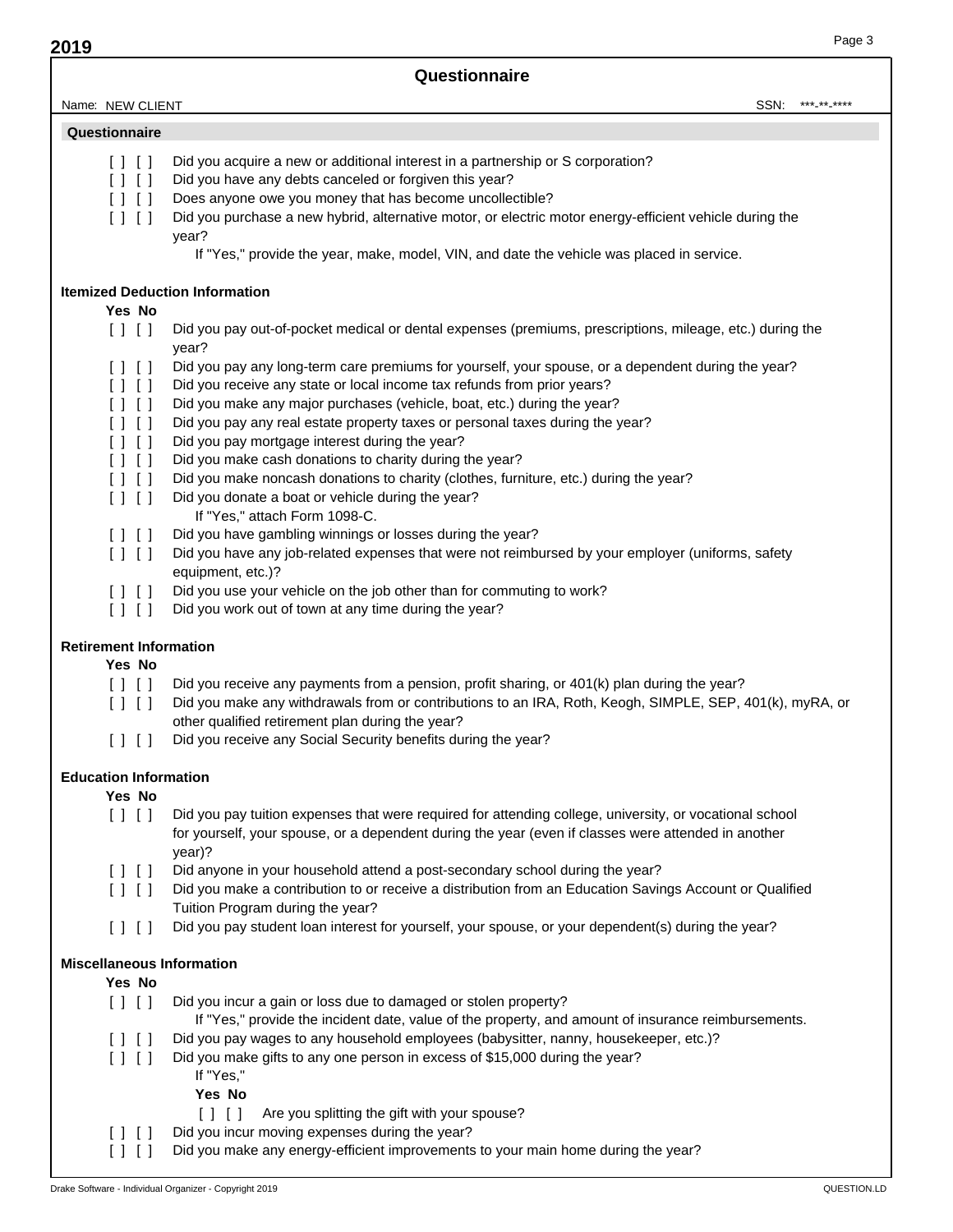# Questionnaire

Name: NEW CLIENT    SSN: ***-**-****

## Questionnaire

- [ ] [ ] Did you acquire a new or additional interest in a partnership or S corporation?
- [ ] [ ] Did you have any debts canceled or forgiven this year?
- [ ] [ ] Does anyone owe you money that has become uncollectible?
- [ ] [ ] Did you purchase a new hybrid, alternative motor, or electric motor energy-efficient vehicle during the year?
  - If "Yes," provide the year, make, model, VIN, and date the vehicle was placed in service.

## Itemized Deduction Information

**Yes No**

- [ ] [ ] Did you pay out-of-pocket medical or dental expenses (premiums, prescriptions, mileage, etc.) during the year?
- [ ] [ ] Did you pay any long-term care premiums for yourself, your spouse, or a dependent during the year?
- [ ] [ ] Did you receive any state or local income tax refunds from prior years?
- [ ] [ ] Did you make any major purchases (vehicle, boat, etc.) during the year?
- [ ] [ ] Did you pay any real estate property taxes or personal taxes during the year?
- [ ] [ ] Did you pay mortgage interest during the year?
- [ ] [ ] Did you make cash donations to charity during the year?
- [ ] [ ] Did you make noncash donations to charity (clothes, furniture, etc.) during the year?
- [ ] [ ] Did you donate a boat or vehicle during the year?
  - If "Yes," attach Form 1098-C.
- [ ] [ ] Did you have gambling winnings or losses during the year?
- [ ] [ ] Did you have any job-related expenses that were not reimbursed by your employer (uniforms, safety equipment, etc.)?
- [ ] [ ] Did you use your vehicle on the job other than for commuting to work?
- [ ] [ ] Did you work out of town at any time during the year?

## Retirement Information

**Yes No**

- [ ] [ ] Did you receive any payments from a pension, profit sharing, or 401(k) plan during the year?
- [ ] [ ] Did you make any withdrawals from or contributions to an IRA, Roth, Keogh, SIMPLE, SEP, 401(k), myRA, or other qualified retirement plan during the year?
- [ ] [ ] Did you receive any Social Security benefits during the year?

## Education Information

**Yes No**

- [ ] [ ] Did you pay tuition expenses that were required for attending college, university, or vocational school for yourself, your spouse, or a dependent during the year (even if classes were attended in another year)?
- [ ] [ ] Did anyone in your household attend a post-secondary school during the year?
- [ ] [ ] Did you make a contribution to or receive a distribution from an Education Savings Account or Qualified Tuition Program during the year?
- [ ] [ ] Did you pay student loan interest for yourself, your spouse, or your dependent(s) during the year?

## Miscellaneous Information

**Yes No**

- [ ] [ ] Did you incur a gain or loss due to damaged or stolen property?
  - If "Yes," provide the incident date, value of the property, and amount of insurance reimbursements.
- [ ] [ ] Did you pay wages to any household employees (babysitter, nanny, housekeeper, etc.)?
- [ ] [ ] Did you make gifts to any one person in excess of $15,000 during the year?
  - If "Yes,"
  - **Yes No**
  - [ ] [ ] Are you splitting the gift with your spouse?
- [ ] [ ] Did you incur moving expenses during the year?
- [ ] [ ] Did you make any energy-efficient improvements to your main home during the year?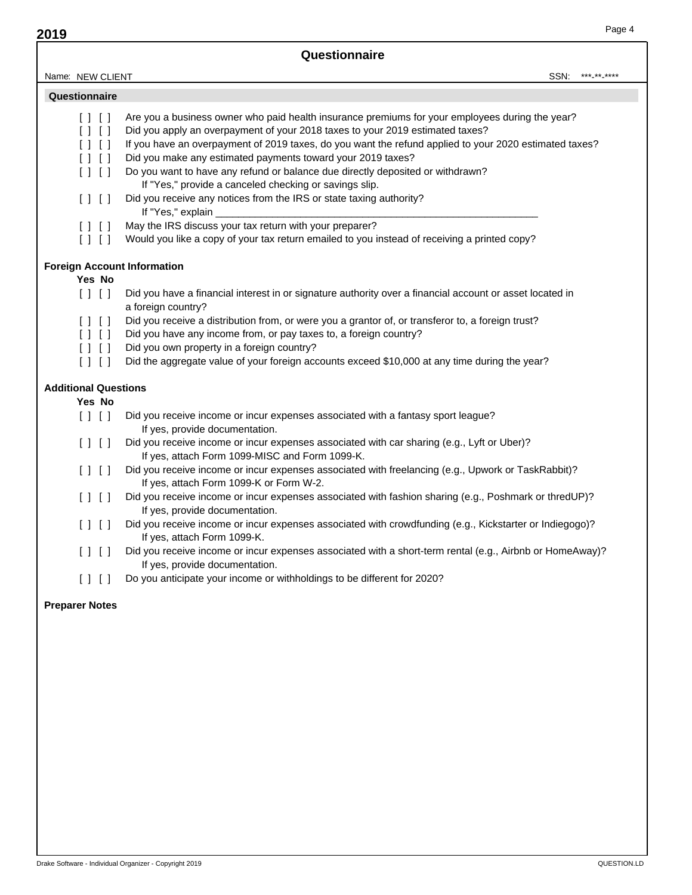## Questionnaire

Name: NEW CLIENT SSN: ***-**-****

### Questionnaire

[ ] [ ] Are you a business owner who paid health insurance premiums for your employees during the year?
[ ] [ ] Did you apply an overpayment of your 2018 taxes to your 2019 estimated taxes?
[ ] [ ] If you have an overpayment of 2019 taxes, do you want the refund applied to your 2020 estimated taxes?
[ ] [ ] Did you make any estimated payments toward your 2019 taxes?
[ ] [ ] Do you want to have any refund or balance due directly deposited or withdrawn?
 If "Yes," provide a canceled checking or savings slip.
[ ] [ ] Did you receive any notices from the IRS or state taxing authority?
 If "Yes," explain ____________________________________________________________
[ ] [ ] May the IRS discuss your tax return with your preparer?
[ ] [ ] Would you like a copy of your tax return emailed to you instead of receiving a printed copy?

**Foreign Account Information**

**Yes No**
[ ] [ ] Did you have a financial interest in or signature authority over a financial account or asset located in a foreign country?
[ ] [ ] Did you receive a distribution from, or were you a grantor of, or transferor to, a foreign trust?
[ ] [ ] Did you have any income from, or pay taxes to, a foreign country?
[ ] [ ] Did you own property in a foreign country?
[ ] [ ] Did the aggregate value of your foreign accounts exceed $10,000 at any time during the year?

**Additional Questions**

**Yes No**
[ ] [ ] Did you receive income or incur expenses associated with a fantasy sport league?
 If yes, provide documentation.
[ ] [ ] Did you receive income or incur expenses associated with car sharing (e.g., Lyft or Uber)?
 If yes, attach Form 1099-MISC and Form 1099-K.
[ ] [ ] Did you receive income or incur expenses associated with freelancing (e.g., Upwork or TaskRabbit)?
 If yes, attach Form 1099-K or Form W-2.
[ ] [ ] Did you receive income or incur expenses associated with fashion sharing (e.g., Poshmark or thredUP)?
 If yes, provide documentation.
[ ] [ ] Did you receive income or incur expenses associated with crowdfunding (e.g., Kickstarter or Indiegogo)?
 If yes, attach Form 1099-K.
[ ] [ ] Did you receive income or incur expenses associated with a short-term rental (e.g., Airbnb or HomeAway)?
 If yes, provide documentation.
[ ] [ ] Do you anticipate your income or withholdings to be different for 2020?

**Preparer Notes**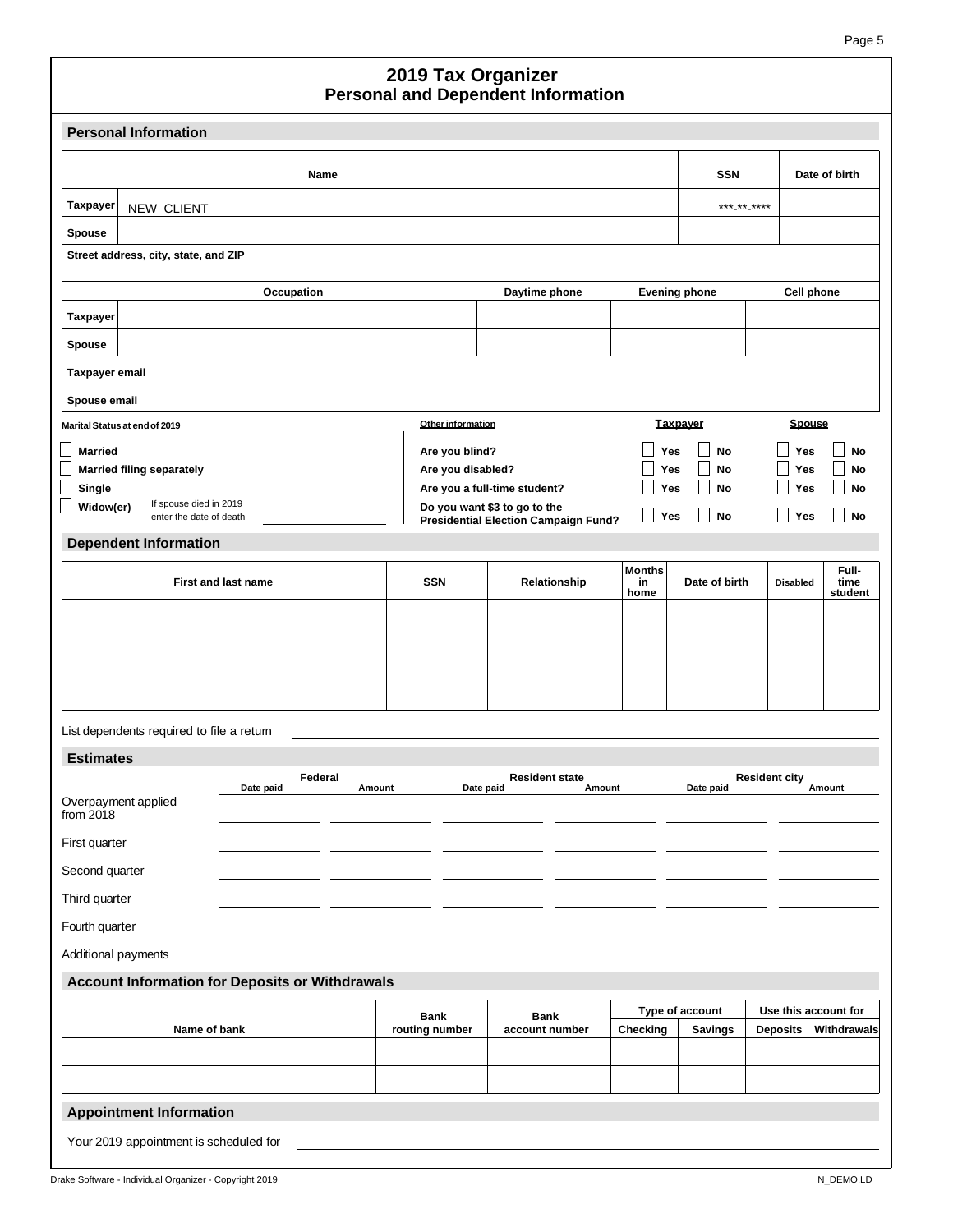# 2019 Tax Organizer
## Personal and Dependent Information

### Personal Information

| | Name | SSN | Date of birth |
|---|---|---|---|
| Taxpayer | NEW CLIENT | \*\*\*-\*\*-\*\*\*\* | |
| Spouse | | | |

Street address, city, state, and ZIP

| | Occupation | Daytime phone | Evening phone | Cell phone |
|---|---|---|---|---|
| Taxpayer | | | | |
| Spouse | | | | |

| | |
|---|---|
| Taxpayer email | |
| Spouse email | |

**Marital Status at end of 2019**

- ☐ Married
- ☐ Married filing separately
- ☐ Single
- ☐ Widow(er) — If spouse died in 2019 enter the date of death ______

| Other information | Taxpayer | | Spouse | |
|---|---|---|---|---|
| Are you blind? | ☐ Yes | ☐ No | ☐ Yes | ☐ No |
| Are you disabled? | ☐ Yes | ☐ No | ☐ Yes | ☐ No |
| Are you a full-time student? | ☐ Yes | ☐ No | ☐ Yes | ☐ No |
| Do you want $3 to go to the Presidential Election Campaign Fund? | ☐ Yes | ☐ No | ☐ Yes | ☐ No |

### Dependent Information

| First and last name | SSN | Relationship | Months in home | Date of birth | Disabled | Full-time student |
|---|---|---|---|---|---|---|
| | | | | | | |
| | | | | | | |
| | | | | | | |
| | | | | | | |

List dependents required to file a return ______

### Estimates

| | Federal | | Resident state | | Resident city | |
|---|---|---|---|---|---|---|
| | Date paid | Amount | Date paid | Amount | Date paid | Amount |
| Overpayment applied from 2018 | | | | | | |
| First quarter | | | | | | |
| Second quarter | | | | | | |
| Third quarter | | | | | | |
| Fourth quarter | | | | | | |
| Additional payments | | | | | | |

### Account Information for Deposits or Withdrawals

| Name of bank | Bank routing number | Bank account number | Type of account | | Use this account for | |
|---|---|---|---|---|---|---|
| | | | Checking | Savings | Deposits | Withdrawals |
| | | | | | | |
| | | | | | | |

### Appointment Information

Your 2019 appointment is scheduled for ______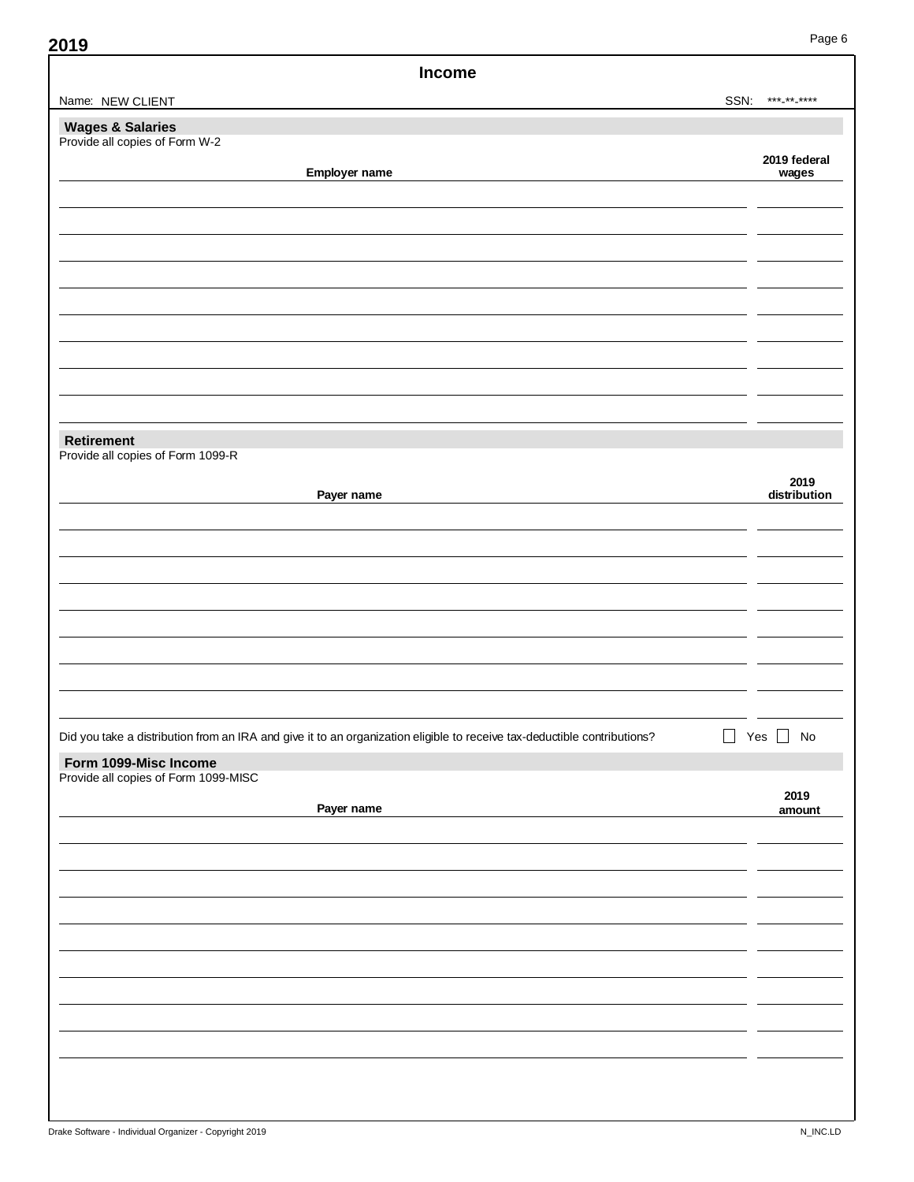# Income

Name: NEW CLIENT SSN: ***-**-****

## Wages & Salaries

Provide all copies of Form W-2

| Employer name | 2019 federal wages |
|---|---|
| | |
| | |
| | |
| | |
| | |
| | |
| | |
| | |
| | |

## Retirement

Provide all copies of Form 1099-R

| Payer name | 2019 distribution |
|---|---|
| | |
| | |
| | |
| | |
| | |
| | |
| | |
| | |

Did you take a distribution from an IRA and give it to an organization eligible to receive tax-deductible contributions? ☐ Yes ☐ No

## Form 1099-Misc Income

Provide all copies of Form 1099-MISC

| Payer name | 2019 amount |
|---|---|
| | |
| | |
| | |
| | |
| | |
| | |
| | |
| | |
| | |

Drake Software - Individual Organizer - Copyright 2019 N_INC.LD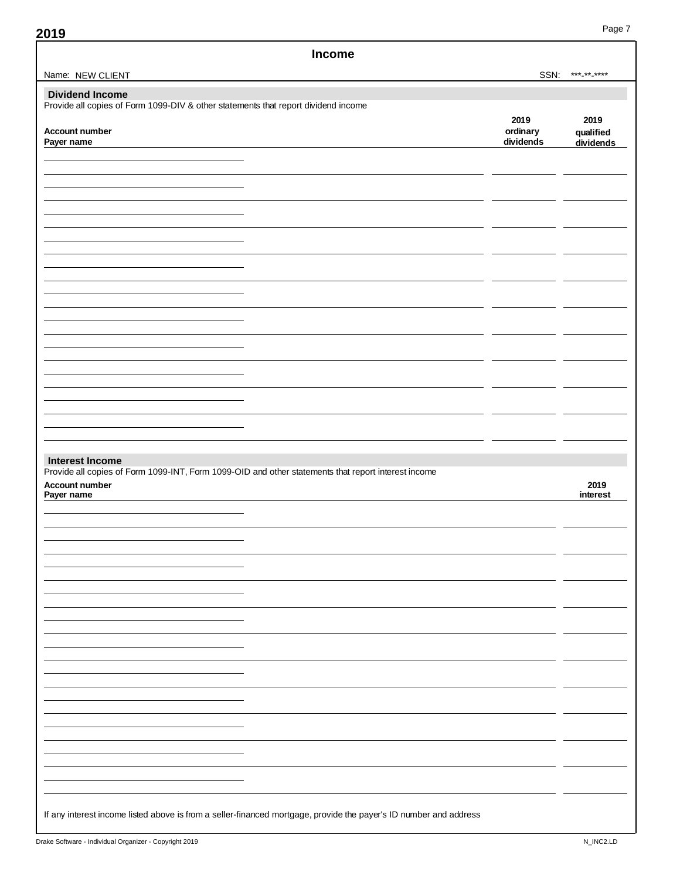# Income

Name: NEW CLIENT SSN: ***-**-****

## Dividend Income

Provide all copies of Form 1099-DIV & other statements that report dividend income

| Account number<br>Payer name | 2019 ordinary dividends | 2019 qualified dividends |
|---|---|---|
| | | |
| | | |
| | | |
| | | |
| | | |
| | | |
| | | |
| | | |
| | | |
| | | |
| | | |

## Interest Income

Provide all copies of Form 1099-INT, Form 1099-OID and other statements that report interest income

| Account number<br>Payer name | 2019 interest |
|---|---|
| | |
| | |
| | |
| | |
| | |
| | |
| | |
| | |
| | |
| | |
| | |

If any interest income listed above is from a seller-financed mortgage, provide the payer's ID number and address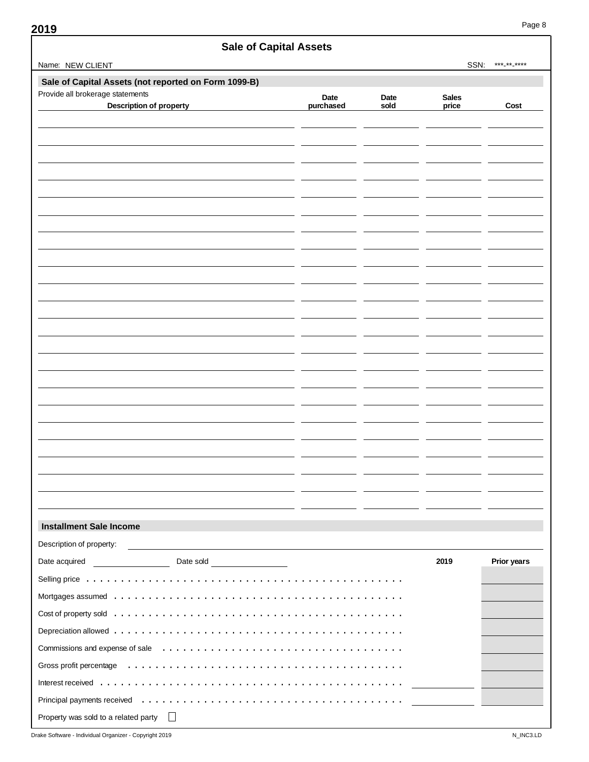**2019**

# Sale of Capital Assets

Name: NEW CLIENT SSN: \*\*\*-\*\*-\*\*\*\*

## Sale of Capital Assets (not reported on Form 1099-B)

Provide all brokerage statements

| Description of property | Date purchased | Date sold | Sales price | Cost |
|---|---|---|---|---|
| | | | | |
| | | | | |
| | | | | |
| | | | | |
| | | | | |
| | | | | |
| | | | | |
| | | | | |
| | | | | |
| | | | | |
| | | | | |
| | | | | |
| | | | | |
| | | | | |
| | | | | |
| | | | | |
| | | | | |
| | | | | |
| | | | | |
| | | | | |
| | | | | |
| | | | | |
| | | | | |

## Installment Sale Income

Description of property: ______________________

Date acquired ____________ Date sold ____________

| | 2019 | Prior years |
|---|---|---|
| Selling price | | |
| Mortgages assumed | | |
| Cost of property sold | | |
| Depreciation allowed | | |
| Commissions and expense of sale | | |
| Gross profit percentage | | |
| Interest received | | |
| Principal payments received | | |

Property was sold to a related party ☐

Drake Software - Individual Organizer - Copyright 2019 N_INC3.LD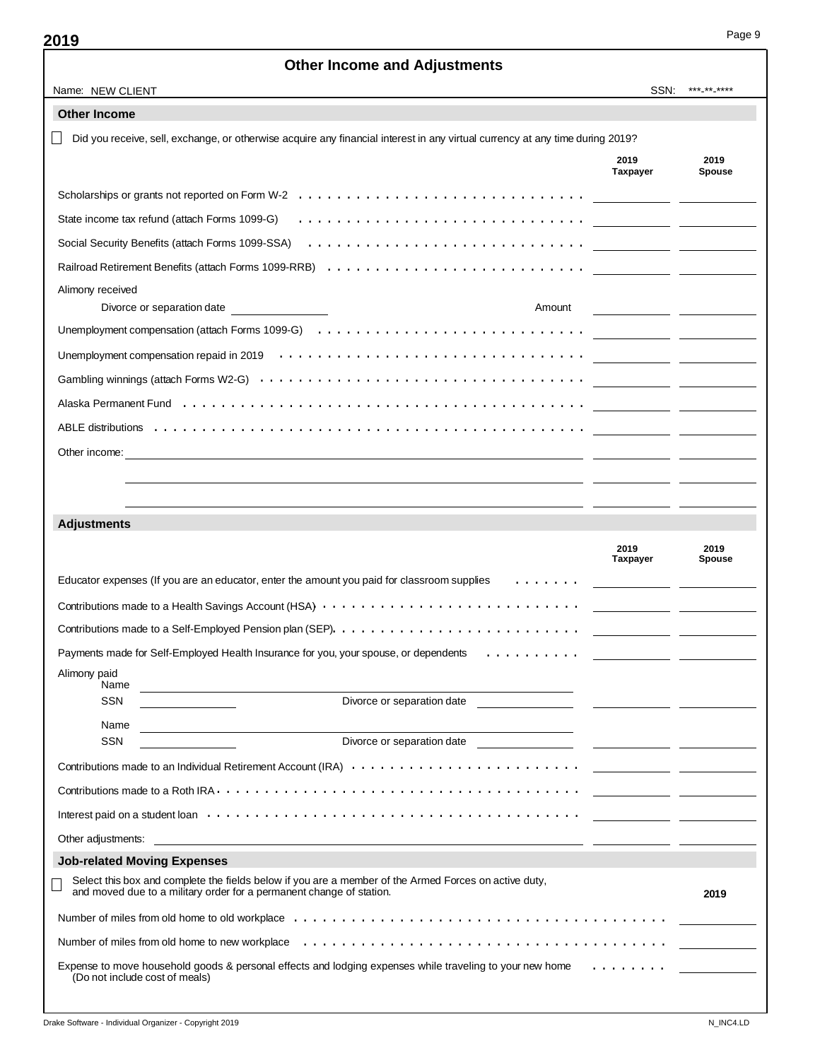**2019**

# Other Income and Adjustments

Name: NEW CLIENT SSN: ***-**-****

## Other Income

☐ Did you receive, sell, exchange, or otherwise acquire any financial interest in any virtual currency at any time during 2019?

| | 2019 Taxpayer | 2019 Spouse |
|---|---|---|
| Scholarships or grants not reported on Form W-2 | | |
| State income tax refund (attach Forms 1099-G) | | |
| Social Security Benefits (attach Forms 1099-SSA) | | |
| Railroad Retirement Benefits (attach Forms 1099-RRB) | | |
| Alimony received<br>Divorce or separation date ________ Amount | | |
| Unemployment compensation (attach Forms 1099-G) | | |
| Unemployment compensation repaid in 2019 | | |
| Gambling winnings (attach Forms W2-G) | | |
| Alaska Permanent Fund | | |
| ABLE distributions | | |
| Other income: | | |
| | | |
| | | |

## Adjustments

| | 2019 Taxpayer | 2019 Spouse |
|---|---|---|
| Educator expenses (If you are an educator, enter the amount you paid for classroom supplies | | |
| Contributions made to a Health Savings Account (HSA) | | |
| Contributions made to a Self-Employed Pension plan (SEP) | | |
| Payments made for Self-Employed Health Insurance for you, your spouse, or dependents | | |
| Alimony paid<br>Name ________<br>SSN ________ Divorce or separation date ________ | | |
| Name ________<br>SSN ________ Divorce or separation date ________ | | |
| Contributions made to an Individual Retirement Account (IRA) | | |
| Contributions made to a Roth IRA | | |
| Interest paid on a student loan | | |
| Other adjustments: | | |

## Job-related Moving Expenses

☐ Select this box and complete the fields below if you are a member of the Armed Forces on active duty, and moved due to a military order for a permanent change of station.

| | 2019 |
|---|---|
| Number of miles from old home to old workplace | |
| Number of miles from old home to new workplace | |
| Expense to move household goods & personal effects and lodging expenses while traveling to your new home (Do not include cost of meals) | |

Drake Software - Individual Organizer - Copyright 2019 N_INC4.LD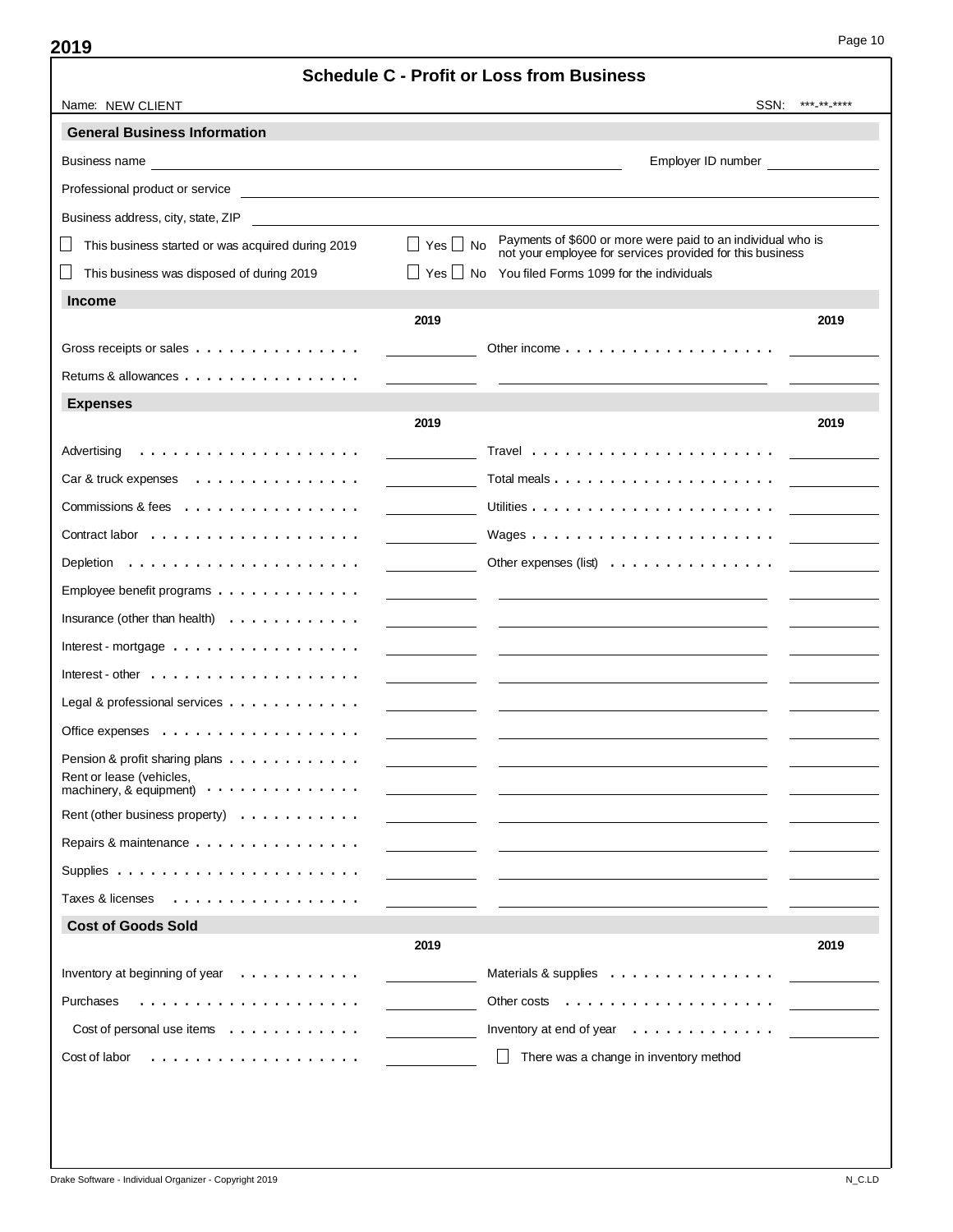# Schedule C - Profit or Loss from Business

Name: NEW CLIENT SSN: \*\*\*-\*\*-\*\*\*\*

## General Business Information

Business name \_\_\_\_\_\_\_\_\_\_\_\_\_\_\_\_ Employer ID number \_\_\_\_\_\_\_\_

Professional product or service \_\_\_\_\_\_\_\_\_\_\_\_\_\_\_\_

Business address, city, state, ZIP \_\_\_\_\_\_\_\_\_\_\_\_\_\_\_\_

☐ This business started or was acquired during 2019 — ☐ Yes ☐ No Payments of $600 or more were paid to an individual who is not your employee for services provided for this business

☐ This business was disposed of during 2019 — ☐ Yes ☐ No You filed Forms 1099 for the individuals

## Income

| | 2019 | | 2019 |
|---|---|---|---|
| Gross receipts or sales | | Other income | |
| Returns & allowances | | | |

## Expenses

| | 2019 | | 2019 |
|---|---|---|---|
| Advertising | | Travel | |
| Car & truck expenses | | Total meals | |
| Commissions & fees | | Utilities | |
| Contract labor | | Wages | |
| Depletion | | Other expenses (list) | |
| Employee benefit programs | | | |
| Insurance (other than health) | | | |
| Interest - mortgage | | | |
| Interest - other | | | |
| Legal & professional services | | | |
| Office expenses | | | |
| Pension & profit sharing plans | | | |
| Rent or lease (vehicles, machinery, & equipment) | | | |
| Rent (other business property) | | | |
| Repairs & maintenance | | | |
| Supplies | | | |
| Taxes & licenses | | | |

## Cost of Goods Sold

| | 2019 | | 2019 |
|---|---|---|---|
| Inventory at beginning of year | | Materials & supplies | |
| Purchases | | Other costs | |
| Cost of personal use items | | Inventory at end of year | |
| Cost of labor | | ☐ There was a change in inventory method | |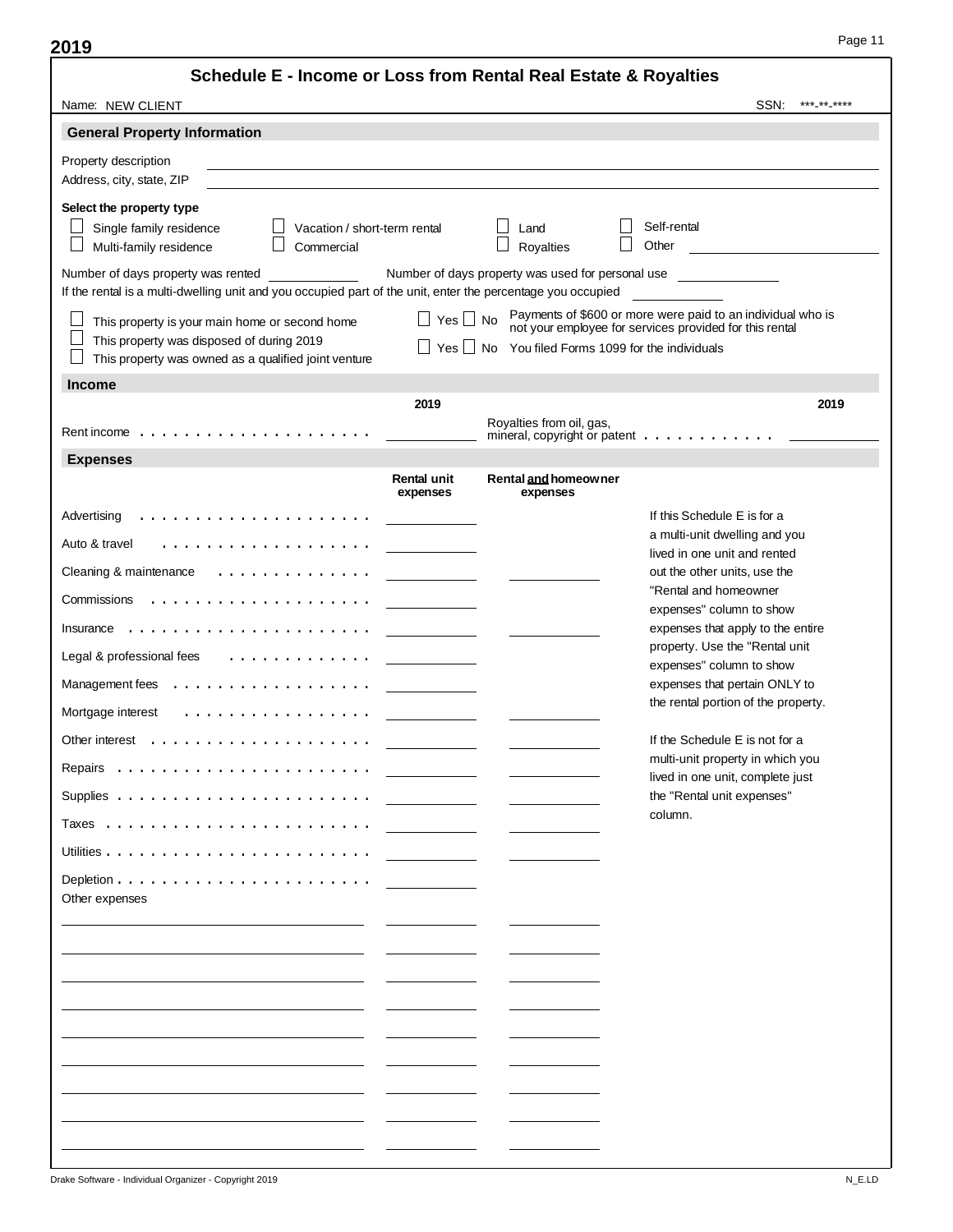2019

# Schedule E - Income or Loss from Rental Real Estate & Royalties

Name: NEW CLIENT SSN: ***-**-****

## General Property Information

Property description ____________________

Address, city, state, ZIP ____________________

**Select the property type**

- ☐ Single family residence
- ☐ Multi-family residence
- ☐ Vacation / short-term rental
- ☐ Commercial
- ☐ Land
- ☐ Royalties
- ☐ Self-rental
- ☐ Other ____________

Number of days property was rented ________ Number of days property was used for personal use ________

If the rental is a multi-dwelling unit and you occupied part of the unit, enter the percentage you occupied ________

- ☐ This property is your main home or second home
- ☐ This property was disposed of during 2019
- ☐ This property was owned as a qualified joint venture

☐ Yes ☐ No Payments of $600 or more were paid to an individual who is not your employee for services provided for this rental

☐ Yes ☐ No You filed Forms 1099 for the individuals

## Income

| | 2019 | | 2019 |
|---|---|---|---|
| Rent income | | Royalties from oil, gas, mineral, copyright or patent | |

## Expenses

| | Rental unit expenses | Rental **and** homeowner expenses |
|---|---|---|
| Advertising | | |
| Auto & travel | | |
| Cleaning & maintenance | | |
| Commissions | | |
| Insurance | | |
| Legal & professional fees | | |
| Management fees | | |
| Mortgage interest | | |
| Other interest | | |
| Repairs | | |
| Supplies | | |
| Taxes | | |
| Utilities | | |
| Depletion | | |
| Other expenses | | |
| | | |
| | | |
| | | |
| | | |
| | | |
| | | |
| | | |
| | | |
| | | |

If this Schedule E is for a a multi-unit dwelling and you lived in one unit and rented out the other units, use the "Rental and homeowner expenses" column to show expenses that apply to the entire property. Use the "Rental unit expenses" column to show expenses that pertain ONLY to the rental portion of the property.

If the Schedule E is not for a multi-unit property in which you lived in one unit, complete just the "Rental unit expenses" column.

Drake Software - Individual Organizer - Copyright 2019 N_E.LD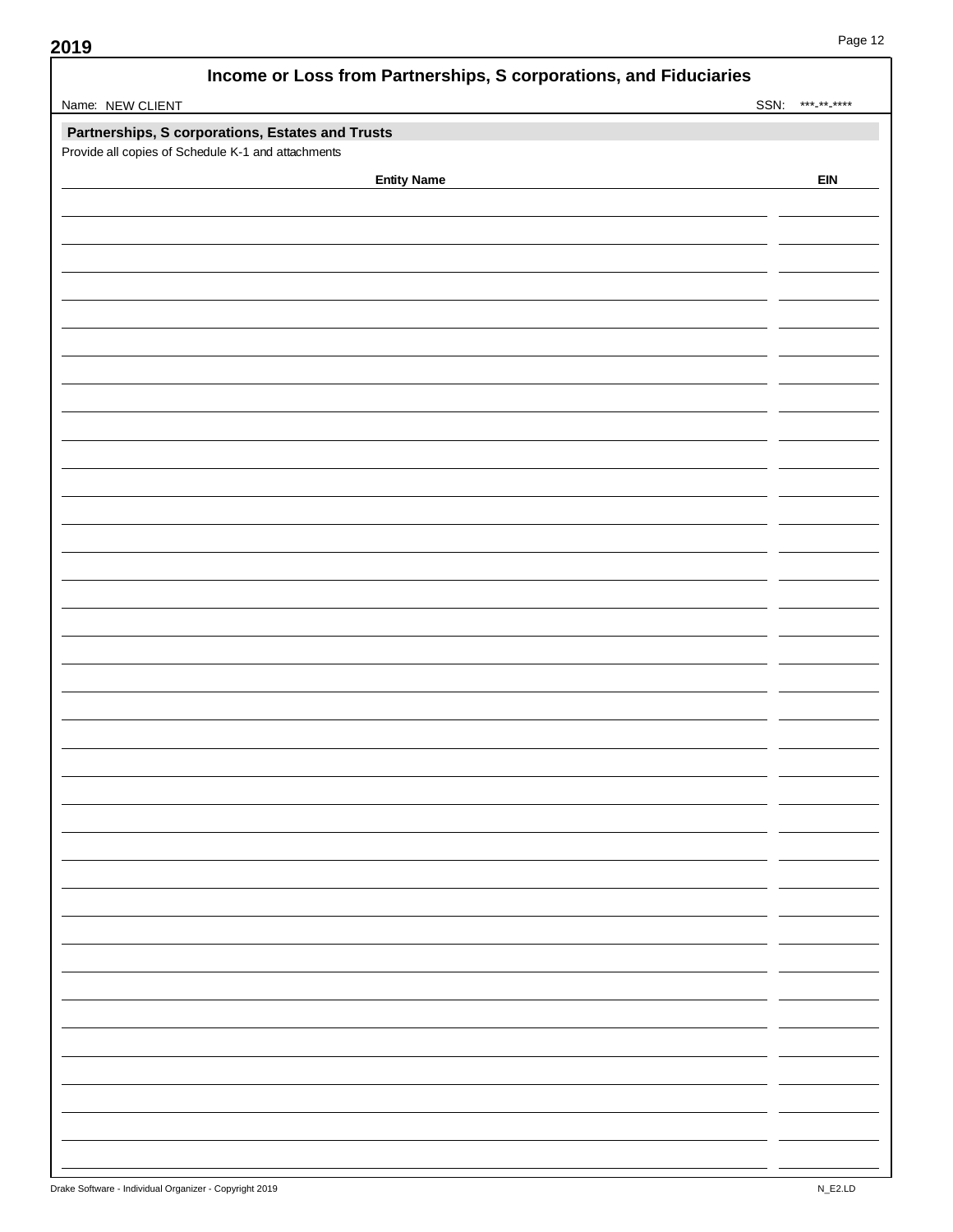# Income or Loss from Partnerships, S corporations, and Fiduciaries

Name: NEW CLIENT SSN: \*\*\*-\*\*-\*\*\*\*

## Partnerships, S corporations, Estates and Trusts

Provide all copies of Schedule K-1 and attachments

| Entity Name | EIN |
| --- | --- |
| | |
| | |
| | |
| | |
| | |
| | |
| | |
| | |
| | |
| | |
| | |
| | |
| | |
| | |
| | |
| | |
| | |
| | |
| | |
| | |
| | |
| | |
| | |
| | |
| | |
| | |
| | |
| | |
| | |
| | |
| | |
| | |
| | |
| | |
| | |
| | |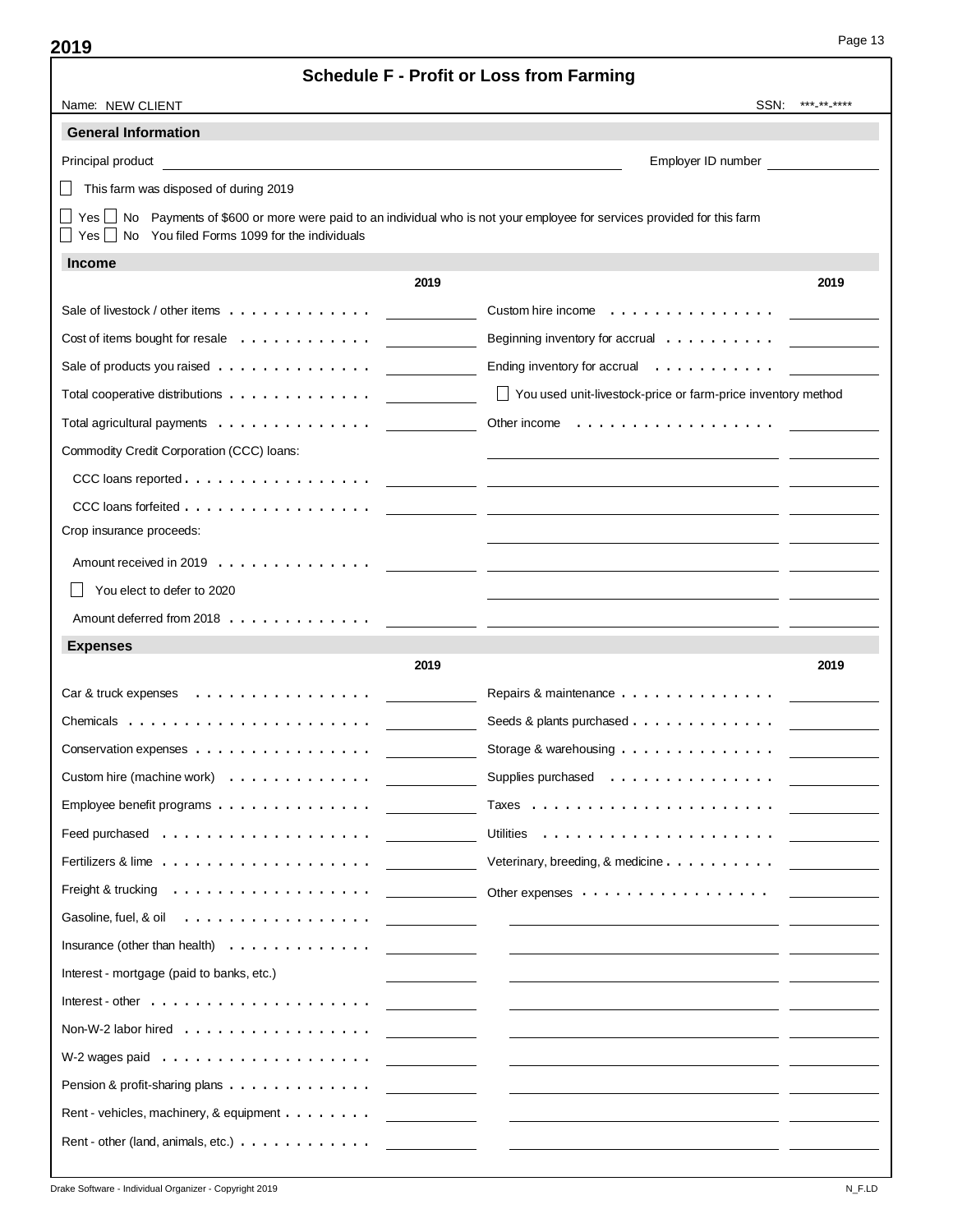# Schedule F - Profit or Loss from Farming

Name: NEW CLIENT SSN: \*\*\*-\*\*-\*\*\*\*

## General Information

Principal product \_\_\_\_\_\_\_\_\_\_ Employer ID number \_\_\_\_\_\_\_\_\_\_

☐ This farm was disposed of during 2019

☐ Yes ☐ No Payments of $600 or more were paid to an individual who is not your employee for services provided for this farm

☐ Yes ☐ No You filed Forms 1099 for the individuals

## Income

| | 2019 | | 2019 |
|---|---|---|---|
| Sale of livestock / other items | | Custom hire income | |
| Cost of items bought for resale | | Beginning inventory for accrual | |
| Sale of products you raised | | Ending inventory for accrual | |
| Total cooperative distributions | | ☐ You used unit-livestock-price or farm-price inventory method | |
| Total agricultural payments | | Other income | |
| Commodity Credit Corporation (CCC) loans: | | | |
| CCC loans reported | | | |
| CCC loans forfeited | | | |
| Crop insurance proceeds: | | | |
| Amount received in 2019 | | | |
| ☐ You elect to defer to 2020 | | | |
| Amount deferred from 2018 | | | |

## Expenses

| | 2019 | | 2019 |
|---|---|---|---|
| Car & truck expenses | | Repairs & maintenance | |
| Chemicals | | Seeds & plants purchased | |
| Conservation expenses | | Storage & warehousing | |
| Custom hire (machine work) | | Supplies purchased | |
| Employee benefit programs | | Taxes | |
| Feed purchased | | Utilities | |
| Fertilizers & lime | | Veterinary, breeding, & medicine | |
| Freight & trucking | | Other expenses | |
| Gasoline, fuel, & oil | | | |
| Insurance (other than health) | | | |
| Interest - mortgage (paid to banks, etc.) | | | |
| Interest - other | | | |
| Non-W-2 labor hired | | | |
| W-2 wages paid | | | |
| Pension & profit-sharing plans | | | |
| Rent - vehicles, machinery, & equipment | | | |
| Rent - other (land, animals, etc.) | | | |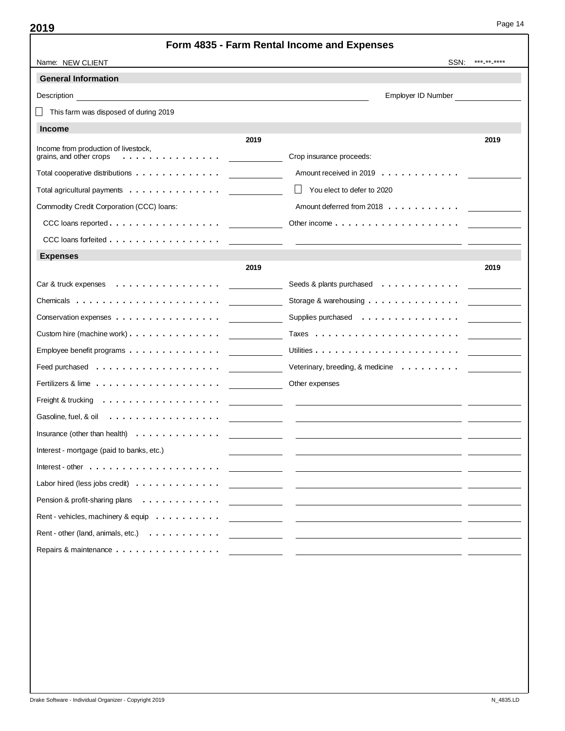# Form 4835 - Farm Rental Income and Expenses

Name: NEW CLIENT

SSN: ***-**-****

## General Information

Description ______________________________ Employer ID Number ______________

☐ This farm was disposed of during 2019

## Income

| | 2019 | | 2019 |
|---|---|---|---|
| Income from production of livestock, grains, and other crops | | Crop insurance proceeds: | |
| Total cooperative distributions | | Amount received in 2019 | |
| Total agricultural payments | | ☐ You elect to defer to 2020 | |
| Commodity Credit Corporation (CCC) loans: | | Amount deferred from 2018 | |
| CCC loans reported | | Other income | |
| CCC loans forfeited | | | |

## Expenses

| | 2019 | | 2019 |
|---|---|---|---|
| Car & truck expenses | | Seeds & plants purchased | |
| Chemicals | | Storage & warehousing | |
| Conservation expenses | | Supplies purchased | |
| Custom hire (machine work) | | Taxes | |
| Employee benefit programs | | Utilities | |
| Feed purchased | | Veterinary, breeding, & medicine | |
| Fertilizers & lime | | Other expenses | |
| Freight & trucking | | | |
| Gasoline, fuel, & oil | | | |
| Insurance (other than health) | | | |
| Interest - mortgage (paid to banks, etc.) | | | |
| Interest - other | | | |
| Labor hired (less jobs credit) | | | |
| Pension & profit-sharing plans | | | |
| Rent - vehicles, machinery & equip | | | |
| Rent - other (land, animals, etc.) | | | |
| Repairs & maintenance | | | |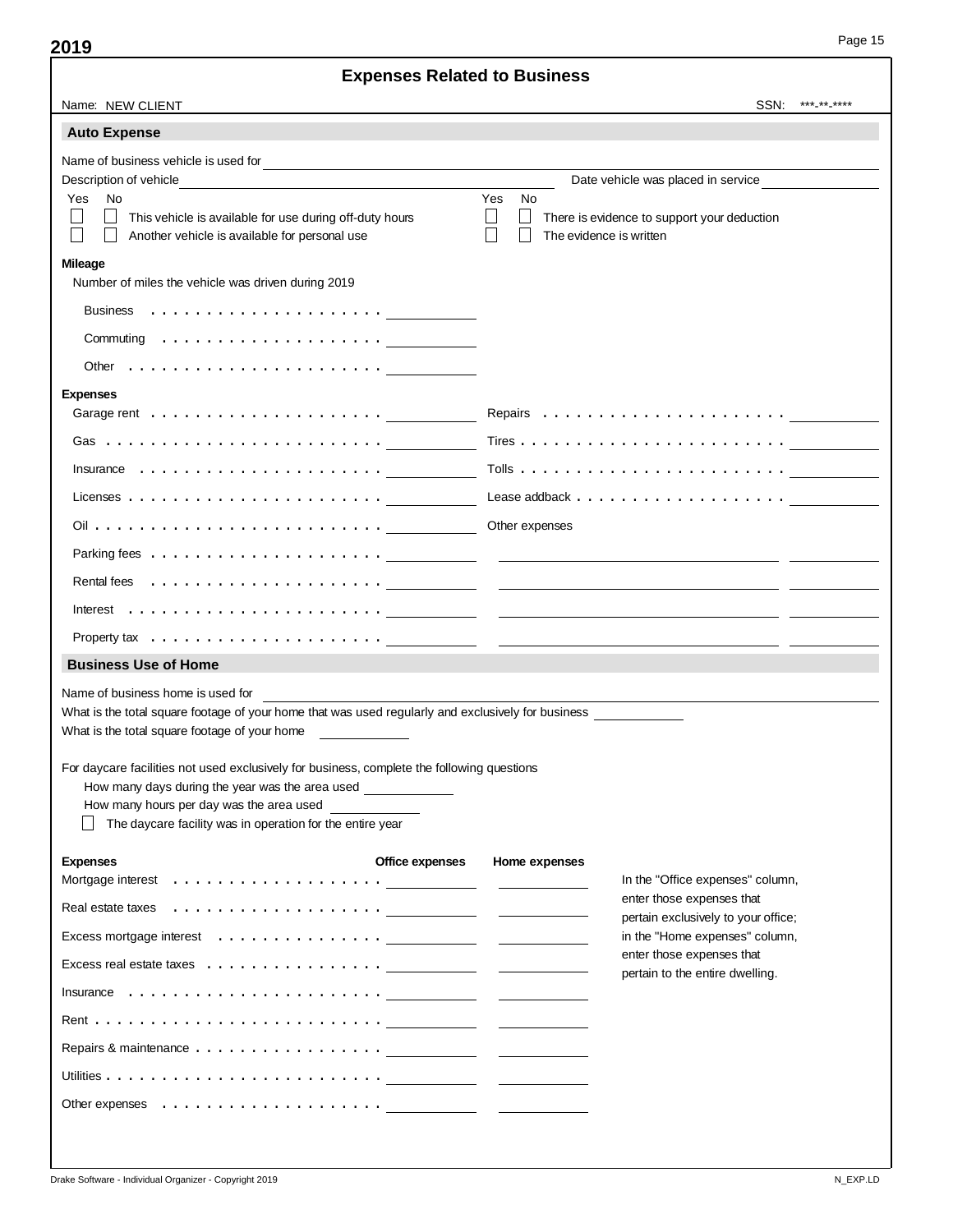**2019**

# Expenses Related to Business

Name: NEW CLIENT SSN: \*\*\*-\*\*-\*\*\*\*

## Auto Expense

Name of business vehicle is used for ____________________

Description of vehicle ____________________ Date vehicle was placed in service ____________

| Yes | No | | Yes | No | |
|---|---|---|---|---|---|
| ☐ | ☐ | This vehicle is available for use during off-duty hours | ☐ | ☐ | There is evidence to support your deduction |
| ☐ | ☐ | Another vehicle is available for personal use | ☐ | ☐ | The evidence is written |

**Mileage**

Number of miles the vehicle was driven during 2019

| | |
|---|---|
| Business | ____________ |
| Commuting | ____________ |
| Other | ____________ |

**Expenses**

| | | | |
|---|---|---|---|
| Garage rent | ____________ | Repairs | ____________ |
| Gas | ____________ | Tires | ____________ |
| Insurance | ____________ | Tolls | ____________ |
| Licenses | ____________ | Lease addback | ____________ |
| Oil | ____________ | Other expenses | |
| Parking fees | ____________ | ____________________ | ____________ |
| Rental fees | ____________ | ____________________ | ____________ |
| Interest | ____________ | ____________________ | ____________ |
| Property tax | ____________ | ____________________ | ____________ |

## Business Use of Home

Name of business home is used for ____________________

What is the total square footage of your home that was used regularly and exclusively for business ____________

What is the total square footage of your home ____________

For daycare facilities not used exclusively for business, complete the following questions

How many days during the year was the area used ____________

How many hours per day was the area used ____________

☐ The daycare facility was in operation for the entire year

| Expenses | Office expenses | Home expenses |
|---|---|---|
| Mortgage interest | ____________ | ____________ |
| Real estate taxes | ____________ | ____________ |
| Excess mortgage interest | ____________ | ____________ |
| Excess real estate taxes | ____________ | ____________ |
| Insurance | ____________ | ____________ |
| Rent | ____________ | ____________ |
| Repairs & maintenance | ____________ | ____________ |
| Utilities | ____________ | ____________ |
| Other expenses | ____________ | ____________ |

In the "Office expenses" column, enter those expenses that pertain exclusively to your office; in the "Home expenses" column, enter those expenses that pertain to the entire dwelling.

Drake Software - Individual Organizer - Copyright 2019 N_EXP.LD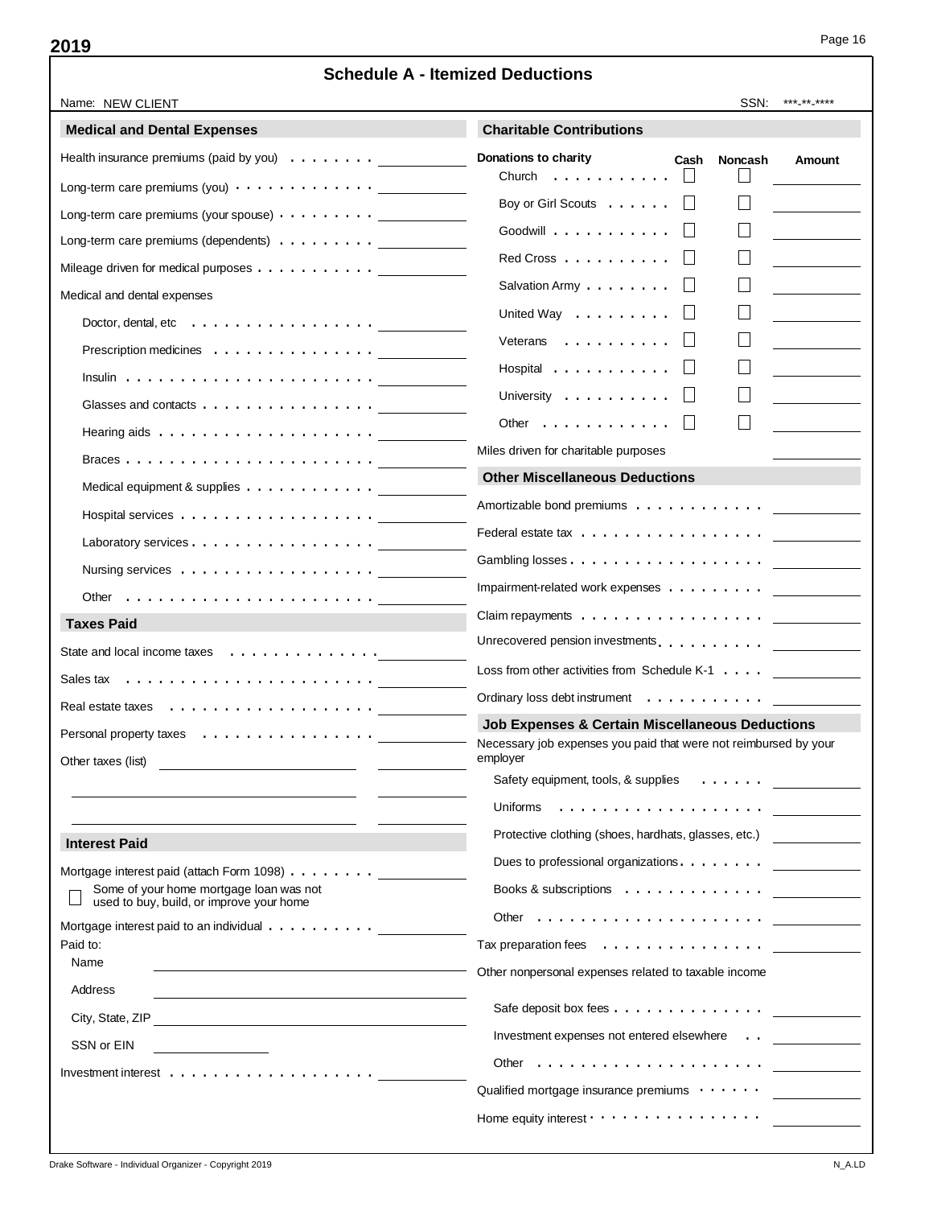**2019**

## Schedule A - Itemized Deductions

Name: NEW CLIENT

SSN: \*\*\*-\*\*-\*\*\*\*

### Medical and Dental Expenses

| Item | Amount |
|---|---|
| Health insurance premiums (paid by you) | |
| Long-term care premiums (you) | |
| Long-term care premiums (your spouse) | |
| Long-term care premiums (dependents) | |
| Mileage driven for medical purposes | |

Medical and dental expenses

| Item | Amount |
|---|---|
| Doctor, dental, etc | |
| Prescription medicines | |
| Insulin | |
| Glasses and contacts | |
| Hearing aids | |
| Braces | |
| Medical equipment & supplies | |
| Hospital services | |
| Laboratory services | |
| Nursing services | |
| Other | |

### Taxes Paid

| Item | Amount |
|---|---|
| State and local income taxes | |
| Sales tax | |
| Real estate taxes | |
| Personal property taxes | |
| Other taxes (list) | |
| | |
| | |

### Interest Paid

| Item | Amount |
|---|---|
| Mortgage interest paid (attach Form 1098) | |

☐ Some of your home mortgage loan was not used to buy, build, or improve your home

| Item | Amount |
|---|---|
| Mortgage interest paid to an individual | |

Paid to:

Name \_\_\_\_\_\_\_\_\_\_

Address \_\_\_\_\_\_\_\_\_\_

City, State, ZIP \_\_\_\_\_\_\_\_\_\_

SSN or EIN \_\_\_\_\_\_\_\_\_\_

| Item | Amount |
|---|---|
| Investment interest | |

### Charitable Contributions

| Donations to charity | Cash | Noncash | Amount |
|---|---|---|---|
| Church | ☐ | ☐ | |
| Boy or Girl Scouts | ☐ | ☐ | |
| Goodwill | ☐ | ☐ | |
| Red Cross | ☐ | ☐ | |
| Salvation Army | ☐ | ☐ | |
| United Way | ☐ | ☐ | |
| Veterans | ☐ | ☐ | |
| Hospital | ☐ | ☐ | |
| University | ☐ | ☐ | |
| Other | ☐ | ☐ | |
| Miles driven for charitable purposes | | | |

### Other Miscellaneous Deductions

| Item | Amount |
|---|---|
| Amortizable bond premiums | |
| Federal estate tax | |
| Gambling losses | |
| Impairment-related work expenses | |
| Claim repayments | |
| Unrecovered pension investments | |
| Loss from other activities from Schedule K-1 | |
| Ordinary loss debt instrument | |

### Job Expenses & Certain Miscellaneous Deductions

Necessary job expenses you paid that were not reimbursed by your employer

| Item | Amount |
|---|---|
| Safety equipment, tools, & supplies | |
| Uniforms | |
| Protective clothing (shoes, hardhats, glasses, etc.) | |
| Dues to professional organizations | |
| Books & subscriptions | |
| Other | |
| Tax preparation fees | |

Other nonpersonal expenses related to taxable income

| Item | Amount |
|---|---|
| Safe deposit box fees | |
| Investment expenses not entered elsewhere | |
| Other | |
| Qualified mortgage insurance premiums | |
| Home equity interest | |

Drake Software - Individual Organizer - Copyright 2019

N_A.LD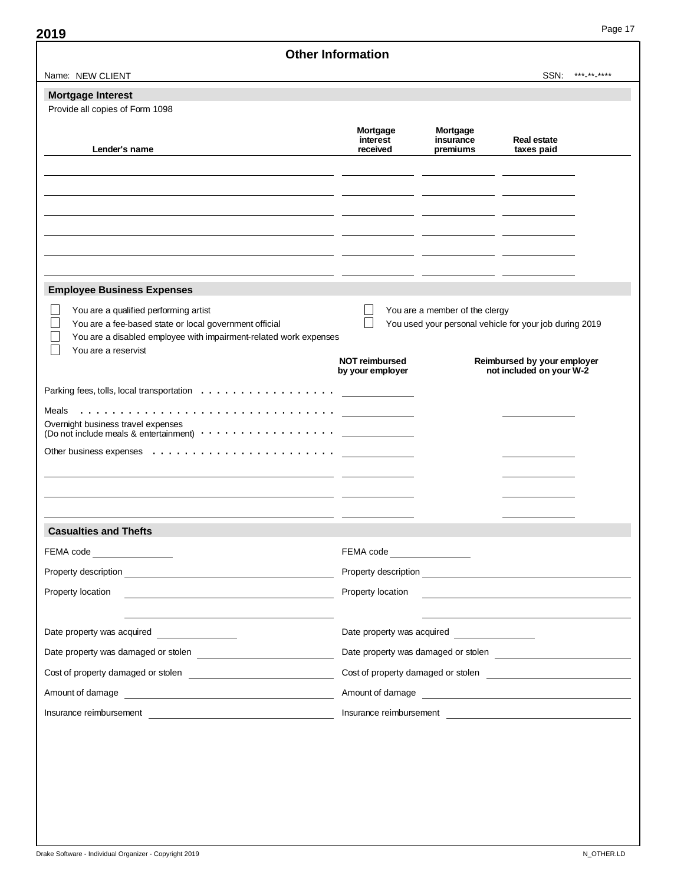# Other Information

Name: NEW CLIENT SSN: \*\*\*-\*\*-\*\*\*\*

## Mortgage Interest

Provide all copies of Form 1098

| Lender's name | Mortgage interest received | Mortgage insurance premiums | Real estate taxes paid |
|---|---|---|---|
| | | | |
| | | | |
| | | | |
| | | | |
| | | | |
| | | | |

## Employee Business Expenses

- ☐ You are a qualified performing artist
- ☐ You are a fee-based state or local government official
- ☐ You are a disabled employee with impairment-related work expenses
- ☐ You are a reservist
- ☐ You are a member of the clergy
- ☐ You used your personal vehicle for your job during 2019

| | NOT reimbursed by your employer | Reimbursed by your employer not included on your W-2 |
|---|---|---|
| Parking fees, tolls, local transportation | | |
| Meals | | |
| Overnight business travel expenses (Do not include meals & entertainment) | | |
| Other business expenses | | |
| | | |
| | | |
| | | |

## Casualties and Thefts

| | |
|---|---|
| FEMA code | FEMA code |
| Property description | Property description |
| Property location | Property location |
| Date property was acquired | Date property was acquired |
| Date property was damaged or stolen | Date property was damaged or stolen |
| Cost of property damaged or stolen | Cost of property damaged or stolen |
| Amount of damage | Amount of damage |
| Insurance reimbursement | Insurance reimbursement |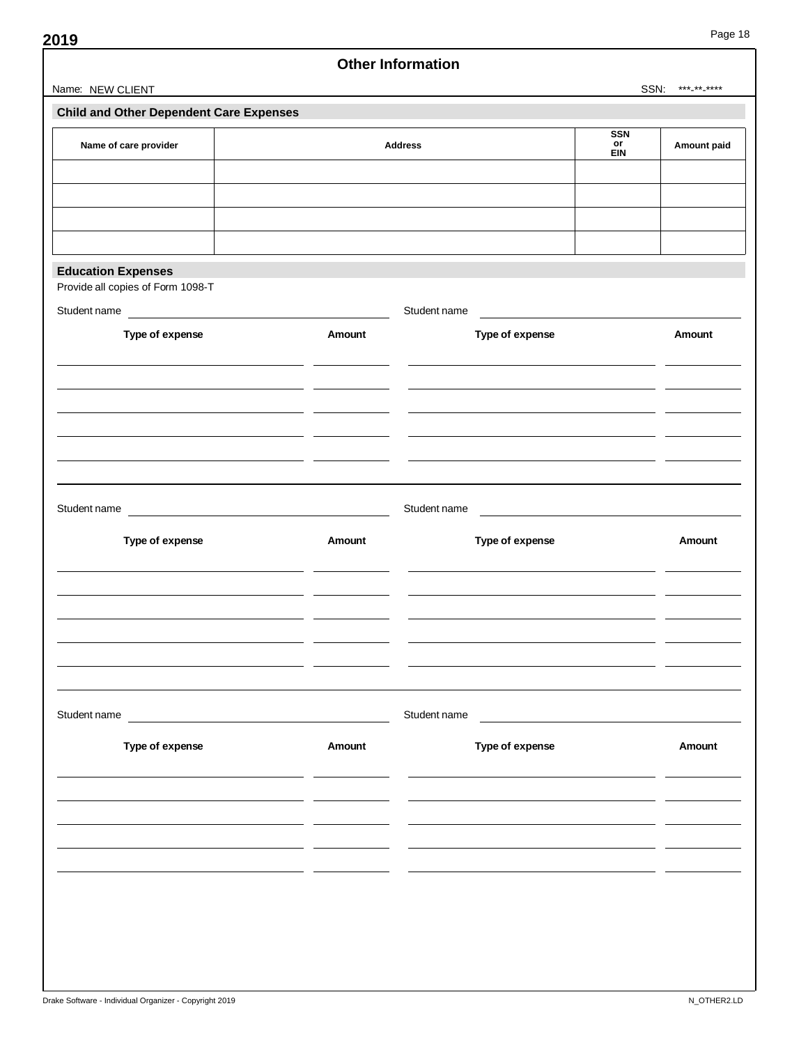# Other Information

Name: NEW CLIENT SSN: ***-**-****

## Child and Other Dependent Care Expenses

| Name of care provider | Address | SSN or EIN | Amount paid |
|---|---|---|---|
| | | | |
| | | | |
| | | | |
| | | | |

## Education Expenses

Provide all copies of Form 1098-T

| Student name | | Student name | |
|---|---|---|---|
| **Type of expense** | **Amount** | **Type of expense** | **Amount** |
| | | | |
| | | | |
| | | | |
| | | | |
| | | | |

| Student name | | Student name | |
|---|---|---|---|
| **Type of expense** | **Amount** | **Type of expense** | **Amount** |
| | | | |
| | | | |
| | | | |
| | | | |
| | | | |

| Student name | | Student name | |
|---|---|---|---|
| **Type of expense** | **Amount** | **Type of expense** | **Amount** |
| | | | |
| | | | |
| | | | |
| | | | |
| | | | |